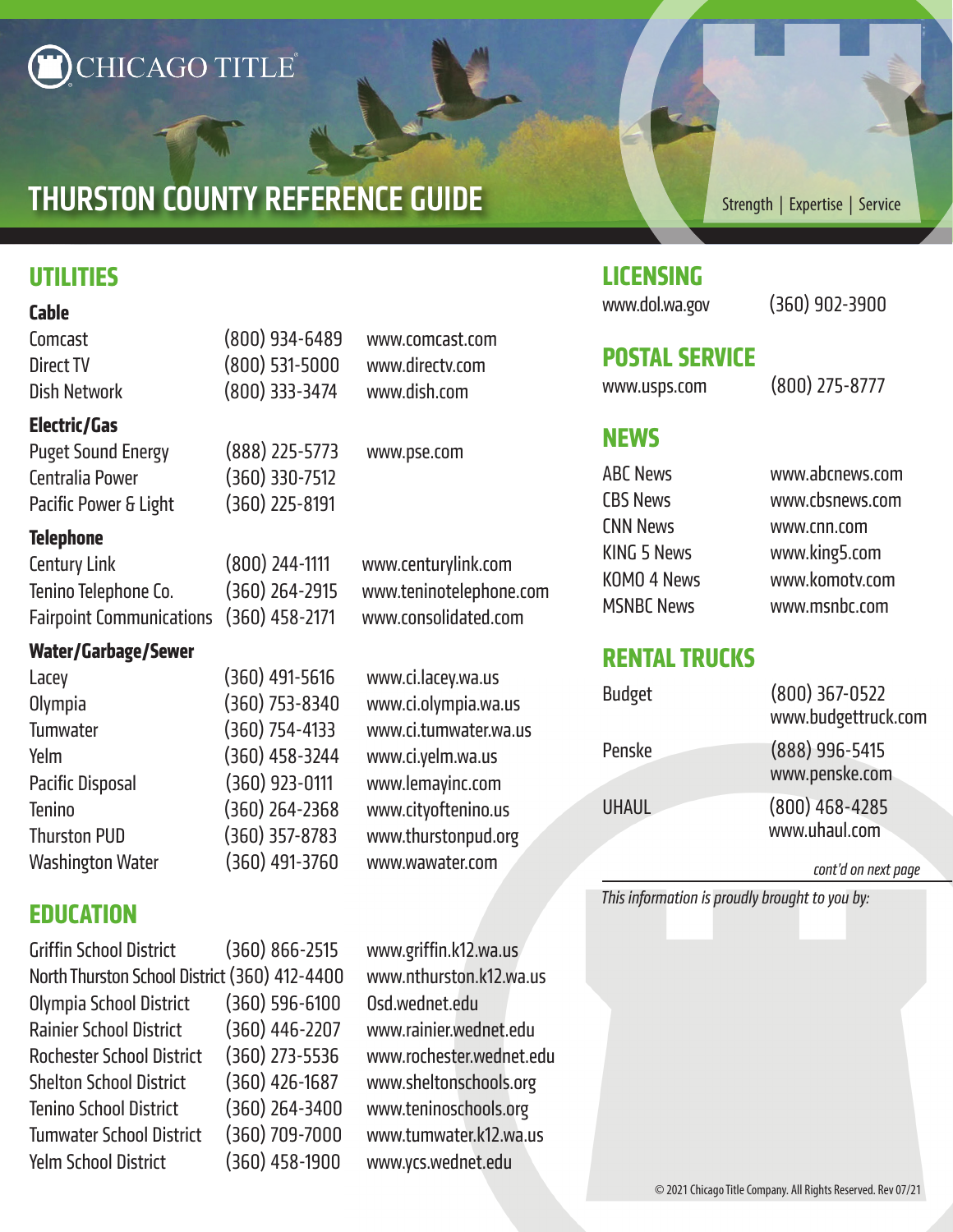# THURSTON COUNTY REFERENCE GUIDE

Strength | Expertise | Service

## UTILITIES

### Cable

| | | |
|---|---|---|
| Comcast | (800) 934-6489 | www.comcast.com |
| Direct TV | (800) 531-5000 | www.directv.com |
| Dish Network | (800) 333-3474 | www.dish.com |

### Electric/Gas

| | | |
|---|---|---|
| Puget Sound Energy | (888) 225-5773 | www.pse.com |
| Centralia Power | (360) 330-7512 | |
| Pacific Power & Light | (360) 225-8191 | |

### Telephone

| | | |
|---|---|---|
| Century Link | (800) 244-1111 | www.centurylink.com |
| Tenino Telephone Co. | (360) 264-2915 | www.teninotelephone.com |
| Fairpoint Communications | (360) 458-2171 | www.consolidated.com |

### Water/Garbage/Sewer

| | | |
|---|---|---|
| Lacey | (360) 491-5616 | www.ci.lacey.wa.us |
| Olympia | (360) 753-8340 | www.ci.olympia.wa.us |
| Tumwater | (360) 754-4133 | www.ci.tumwater.wa.us |
| Yelm | (360) 458-3244 | www.ci.yelm.wa.us |
| Pacific Disposal | (360) 923-0111 | www.lemayinc.com |
| Tenino | (360) 264-2368 | www.cityoftenino.us |
| Thurston PUD | (360) 357-8783 | www.thurstonpud.org |
| Washington Water | (360) 491-3760 | www.wawater.com |

## EDUCATION

| | | |
|---|---|---|
| Griffin School District | (360) 866-2515 | www.griffin.k12.wa.us |
| North Thurston School District | (360) 412-4400 | www.nthurston.k12.wa.us |
| Olympia School District | (360) 596-6100 | Osd.wednet.edu |
| Rainier School District | (360) 446-2207 | www.rainier.wednet.edu |
| Rochester School District | (360) 273-5536 | www.rochester.wednet.edu |
| Shelton School District | (360) 426-1687 | www.sheltonschools.org |
| Tenino School District | (360) 264-3400 | www.teninoschools.org |
| Tumwater School District | (360) 709-7000 | www.tumwater.k12.wa.us |
| Yelm School District | (360) 458-1900 | www.ycs.wednet.edu |

## LICENSING

www.dol.wa.gov (360) 902-3900

## POSTAL SERVICE

www.usps.com (800) 275-8777

## NEWS

| | |
|---|---|
| ABC News | www.abcnews.com |
| CBS News | www.cbsnews.com |
| CNN News | www.cnn.com |
| KING 5 News | www.king5.com |
| KOMO 4 News | www.komotv.com |
| MSNBC News | www.msnbc.com |

## RENTAL TRUCKS

| | |
|---|---|
| Budget | (800) 367-0522 www.budgettruck.com |
| Penske | (888) 996-5415 www.penske.com |
| UHAUL | (800) 468-4285 www.uhaul.com |

*cont'd on next page*

*This information is proudly brought to you by:*

© 2021 Chicago Title Company. All Rights Reserved. Rev 07/21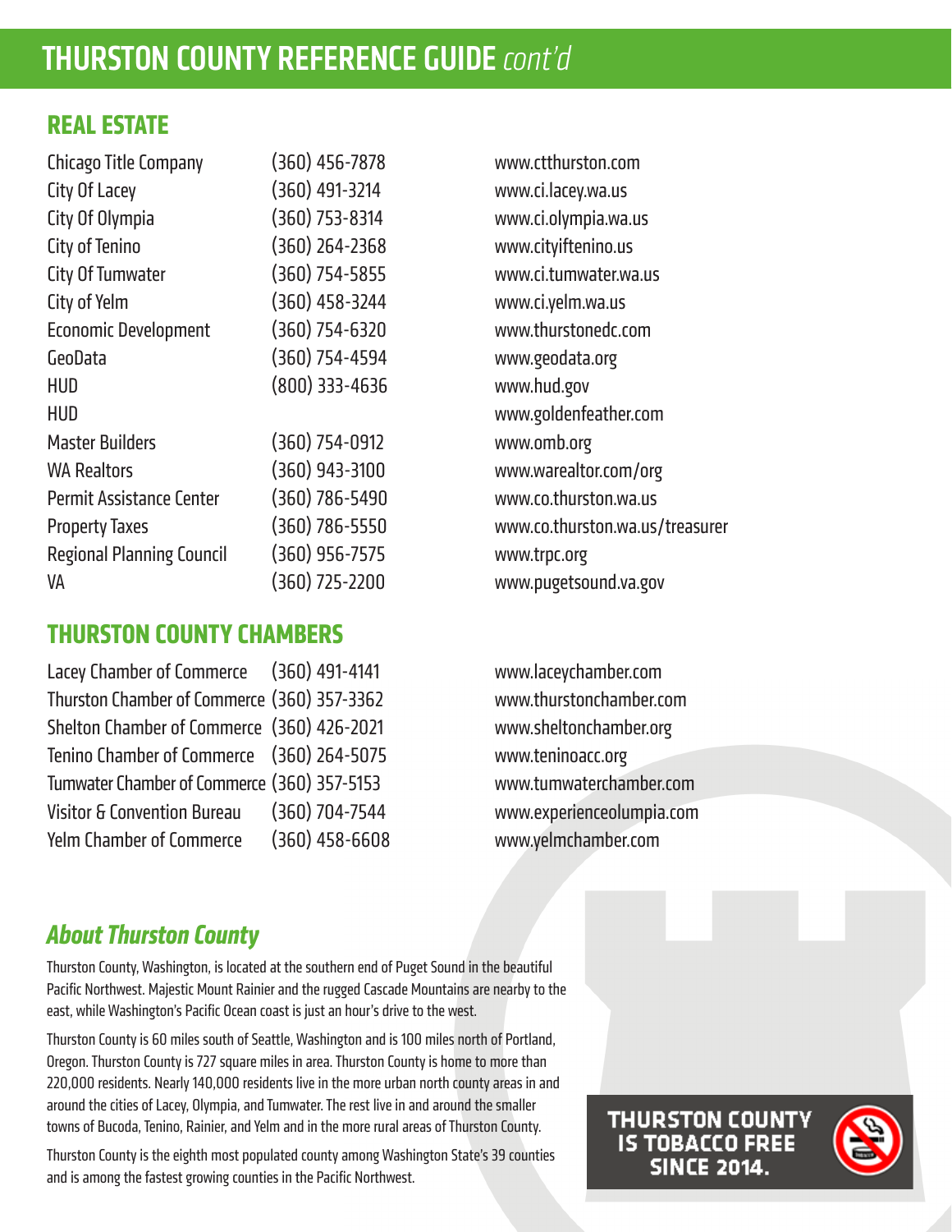# THURSTON COUNTY REFERENCE GUIDE *cont'd*

## REAL ESTATE

| | | |
|---|---|---|
| Chicago Title Company | (360) 456-7878 | www.ctthurston.com |
| City Of Lacey | (360) 491-3214 | www.ci.lacey.wa.us |
| City Of Olympia | (360) 753-8314 | www.ci.olympia.wa.us |
| City of Tenino | (360) 264-2368 | www.cityiftenino.us |
| City Of Tumwater | (360) 754-5855 | www.ci.tumwater.wa.us |
| City of Yelm | (360) 458-3244 | www.ci.yelm.wa.us |
| Economic Development | (360) 754-6320 | www.thurstonedc.com |
| GeoData | (360) 754-4594 | www.geodata.org |
| HUD | (800) 333-4636 | www.hud.gov |
| HUD | | www.goldenfeather.com |
| Master Builders | (360) 754-0912 | www.omb.org |
| WA Realtors | (360) 943-3100 | www.warealtor.com/org |
| Permit Assistance Center | (360) 786-5490 | www.co.thurston.wa.us |
| Property Taxes | (360) 786-5550 | www.co.thurston.wa.us/treasurer |
| Regional Planning Council | (360) 956-7575 | www.trpc.org |
| VA | (360) 725-2200 | www.pugetsound.va.gov |

## THURSTON COUNTY CHAMBERS

| | | |
|---|---|---|
| Lacey Chamber of Commerce | (360) 491-4141 | www.laceychamber.com |
| Thurston Chamber of Commerce | (360) 357-3362 | www.thurstonchamber.com |
| Shelton Chamber of Commerce | (360) 426-2021 | www.sheltonchamber.org |
| Tenino Chamber of Commerce | (360) 264-5075 | www.teninoacc.org |
| Tumwater Chamber of Commerce | (360) 357-5153 | www.tumwaterchamber.com |
| Visitor & Convention Bureau | (360) 704-7544 | www.experienceolumpia.com |
| Yelm Chamber of Commerce | (360) 458-6608 | www.yelmchamber.com |

## *About Thurston County*

Thurston County, Washington, is located at the southern end of Puget Sound in the beautiful Pacific Northwest. Majestic Mount Rainier and the rugged Cascade Mountains are nearby to the east, while Washington's Pacific Ocean coast is just an hour's drive to the west.

Thurston County is 60 miles south of Seattle, Washington and is 100 miles north of Portland, Oregon. Thurston County is 727 square miles in area. Thurston County is home to more than 220,000 residents. Nearly 140,000 residents live in the more urban north county areas in and around the cities of Lacey, Olympia, and Tumwater. The rest live in and around the smaller towns of Bucoda, Tenino, Rainier, and Yelm and in the more rural areas of Thurston County.

Thurston County is the eighth most populated county among Washington State's 39 counties and is among the fastest growing counties in the Pacific Northwest.

**THURSTON COUNTY IS TOBACCO FREE SINCE 2014.**